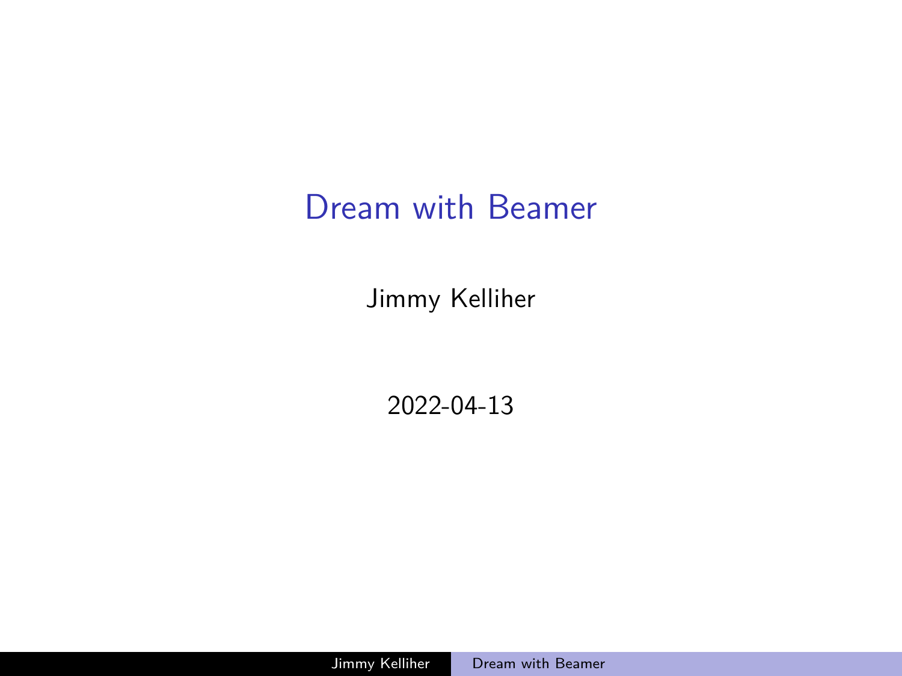# Dream with Beamer

Jimmy Kelliher

2022-04-13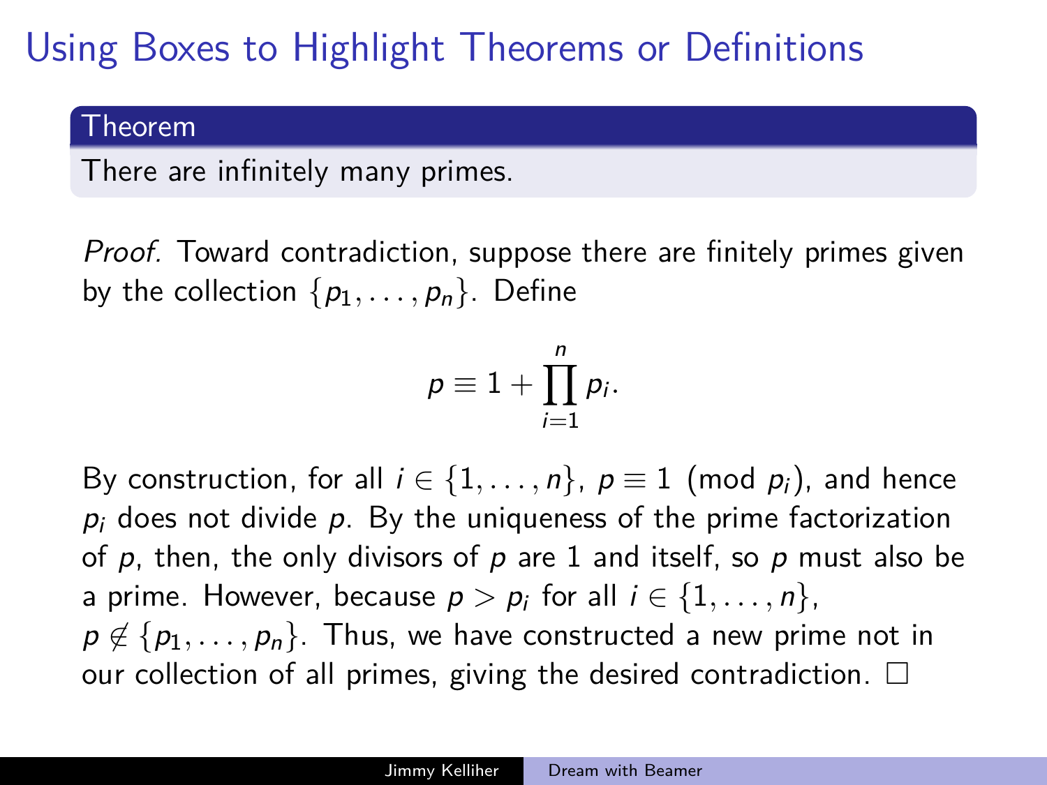# Using Boxes to Highlight Theorems or Definitions

**Theorem**

There are infinitely many primes.

*Proof.* Toward contradiction, suppose there are finitely primes given by the collection $\{p_1, \ldots, p_n\}$. Define

$$p \equiv 1 + \prod_{i=1}^{n} p_i.$$

By construction, for all $i \in \{1, \ldots, n\}$, $p \equiv 1 \pmod{p_i}$, and hence $p_i$ does not divide $p$. By the uniqueness of the prime factorization of $p$, then, the only divisors of $p$ are 1 and itself, so $p$ must also be a prime. However, because $p > p_i$ for all $i \in \{1, \ldots, n\}$, $p \notin \{p_1, \ldots, p_n\}$. Thus, we have constructed a new prime not in our collection of all primes, giving the desired contradiction. □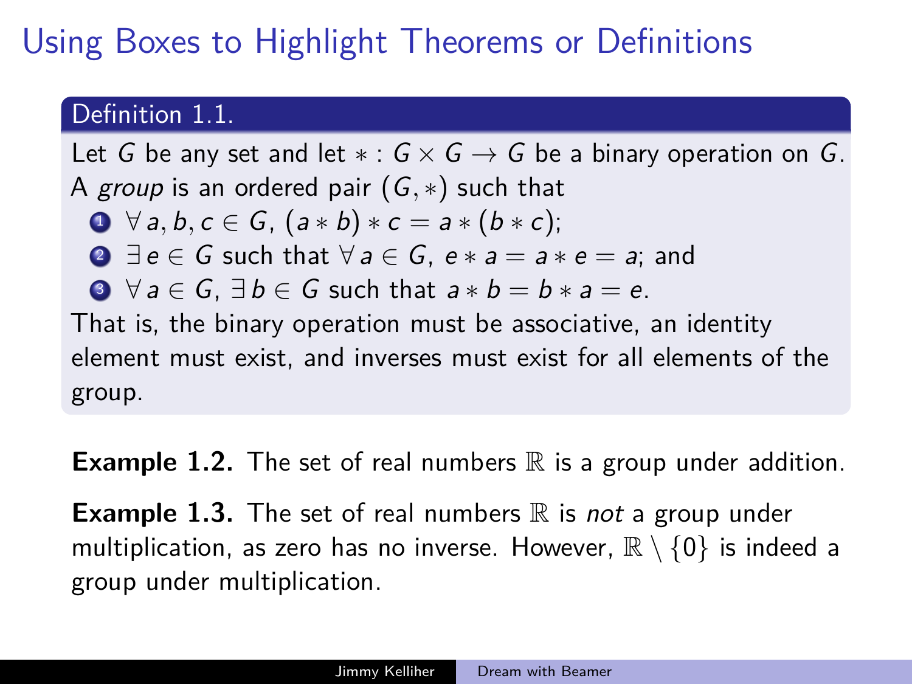# Using Boxes to Highlight Theorems or Definitions

**Definition 1.1.**

Let $G$ be any set and let $* : G \times G \to G$ be a binary operation on $G$. A *group* is an ordered pair $(G, *)$ such that

1. $\forall\, a, b, c \in G$, $(a * b) * c = a * (b * c)$;
2. $\exists\, e \in G$ such that $\forall\, a \in G$, $e * a = a * e = a$; and
3. $\forall\, a \in G$, $\exists\, b \in G$ such that $a * b = b * a = e$.

That is, the binary operation must be associative, an identity element must exist, and inverses must exist for all elements of the group.

**Example 1.2.** The set of real numbers $\mathbb{R}$ is a group under addition.

**Example 1.3.** The set of real numbers $\mathbb{R}$ is *not* a group under multiplication, as zero has no inverse. However, $\mathbb{R} \setminus \{0\}$ is indeed a group under multiplication.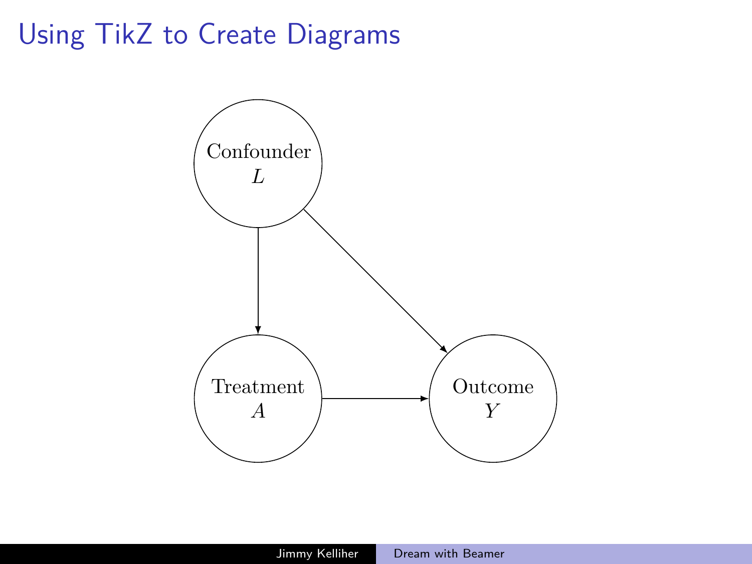# Using TikZ to Create Diagrams

Confounder
$L$

Treatment
$A$

Outcome
$Y$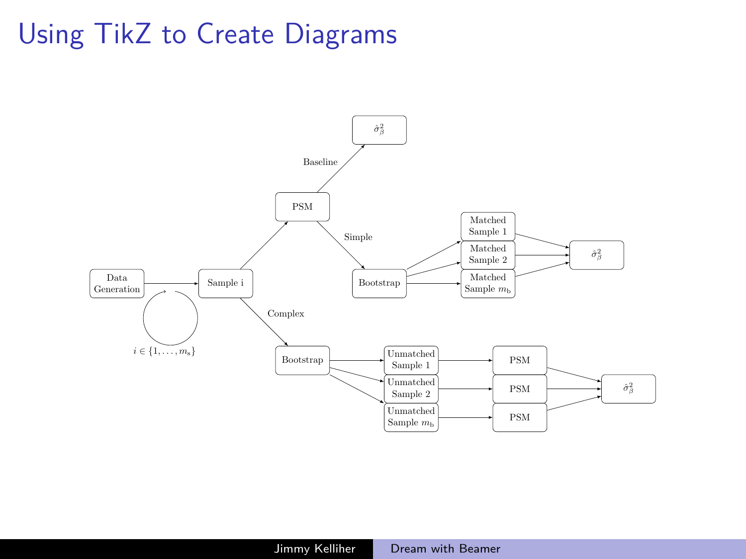# Using TikZ to Create Diagrams

Data Generation

Sample i

$i \in \{1, \ldots, m_\text{s}\}$

PSM

Baseline

$\hat{\sigma}^2_\beta$

Simple

Bootstrap

Matched Sample 1

Matched Sample 2

Matched Sample $m_\text{b}$

$\hat{\sigma}^2_\beta$

Complex

Bootstrap

Unmatched Sample 1

Unmatched Sample 2

Unmatched Sample $m_\text{b}$

PSM

PSM

PSM

$\hat{\sigma}^2_\beta$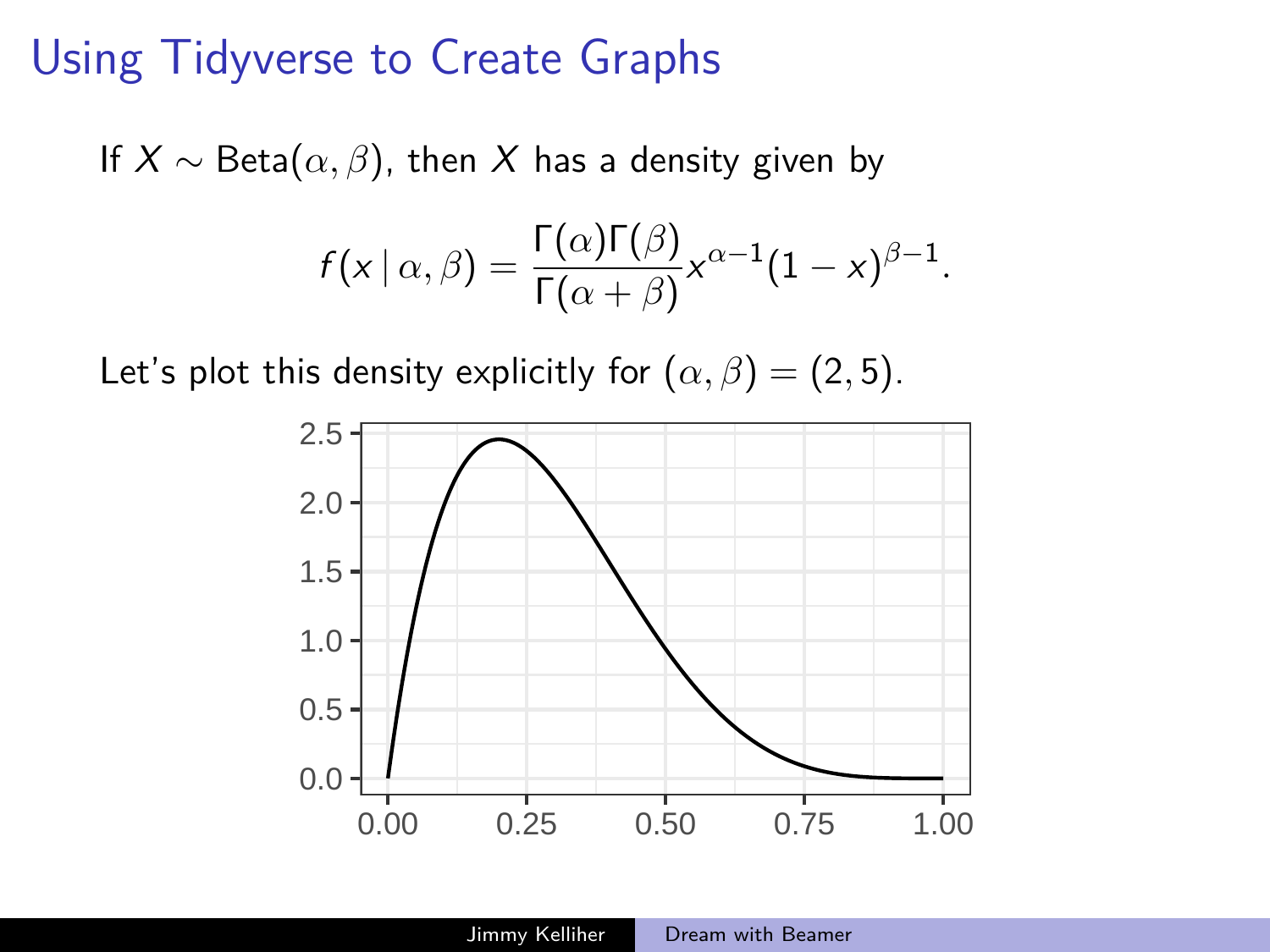# Using Tidyverse to Create Graphs

If $X \sim \text{Beta}(\alpha, \beta)$, then $X$ has a density given by

$$f(x \mid \alpha, \beta) = \frac{\Gamma(\alpha)\Gamma(\beta)}{\Gamma(\alpha+\beta)} x^{\alpha-1}(1-x)^{\beta-1}.$$

Let's plot this density explicitly for $(\alpha, \beta) = (2, 5)$.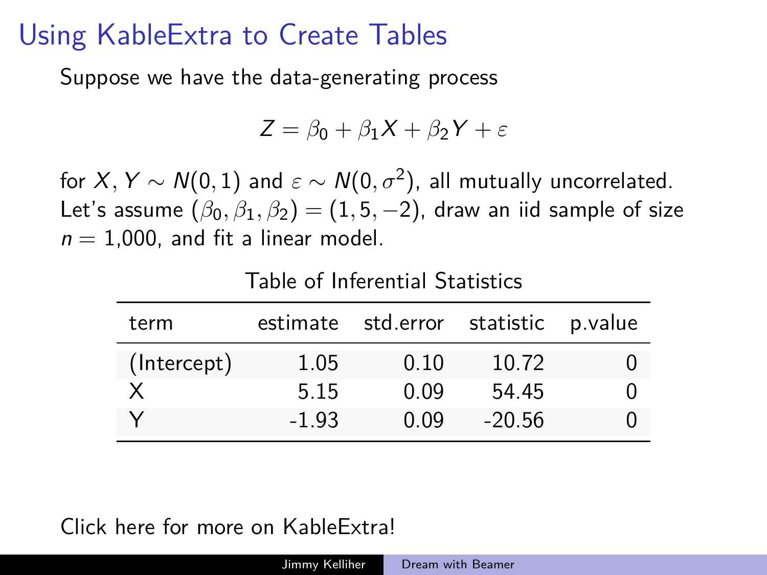# Using KableExtra to Create Tables

Suppose we have the data-generating process

$$Z = \beta_0 + \beta_1 X + \beta_2 Y + \varepsilon$$

for $X, Y \sim N(0,1)$ and $\varepsilon \sim N(0, \sigma^2)$, all mutually uncorrelated. Let's assume $(\beta_0, \beta_1, \beta_2) = (1, 5, -2)$, draw an iid sample of size $n = 1{,}000$, and fit a linear model.

Table of Inferential Statistics

| term | estimate | std.error | statistic | p.value |
|---|---:|---:|---:|---:|
| (Intercept) | 1.05 | 0.10 | 10.72 | 0 |
| X | 5.15 | 0.09 | 54.45 | 0 |
| Y | -1.93 | 0.09 | -20.56 | 0 |

Click here for more on KableExtra!